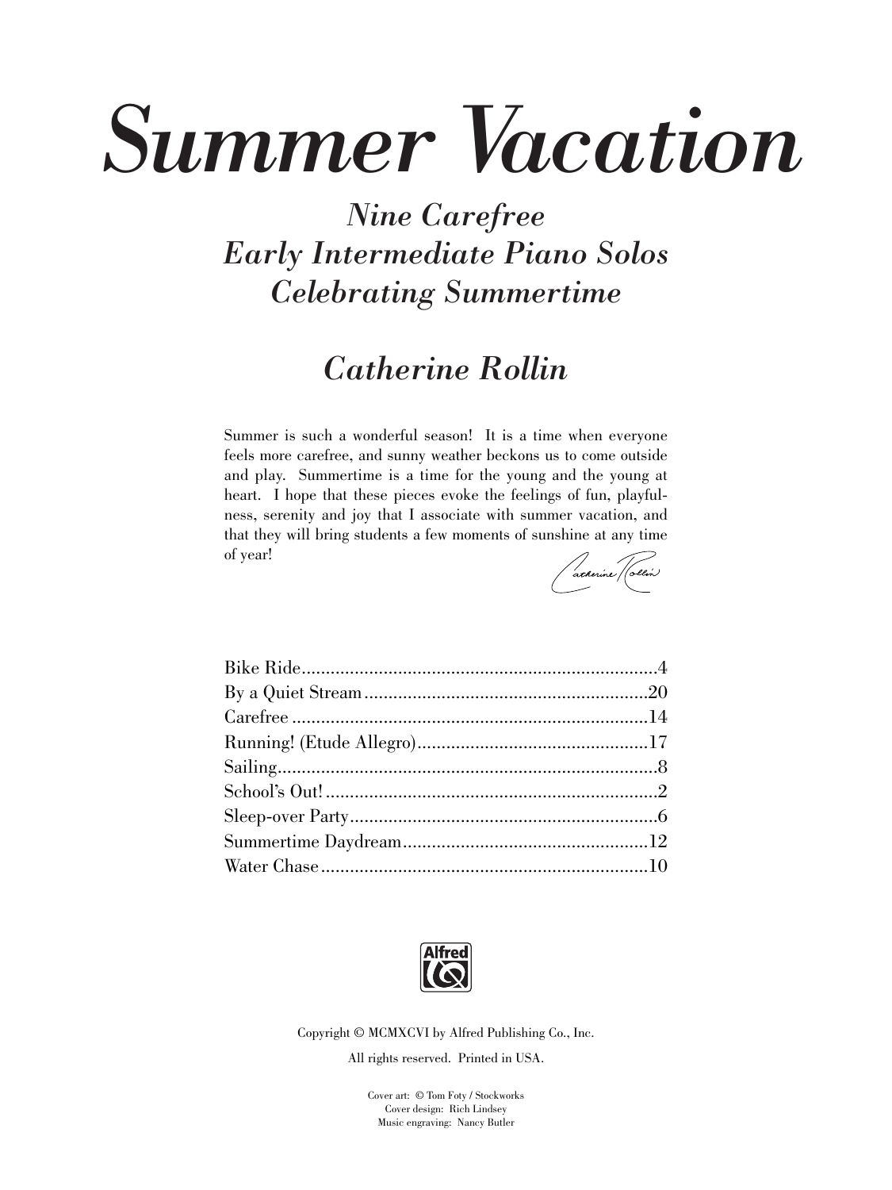# Summer Vacation

## *Nine Carefree Early Intermediate Piano Solos Celebrating Summertime*

## *Catherine Rollin*

Summer is such a wonderful season! It is a time when everyone feels more carefree, and sunny weather beckons us to come outside and play. Summertime is a time for the young and the young at heart. I hope that these pieces evoke the feelings of fun, playfulness, serenity and joy that I associate with summer vacation, and that they will bring students a few moments of sunshine at any time of year!

*Catherine Rollin*

| | |
|---|---|
| Bike Ride | 4 |
| By a Quiet Stream | 20 |
| Carefree | 14 |
| Running! (Etude Allegro) | 17 |
| Sailing | 8 |
| School's Out! | 2 |
| Sleep-over Party | 6 |
| Summertime Daydream | 12 |
| Water Chase | 10 |

Alfred

Copyright © MCMXCVI by Alfred Publishing Co., Inc.
All rights reserved. Printed in USA.

Cover art: © Tom Foty / Stockworks
Cover design: Rich Lindsey
Music engraving: Nancy Butler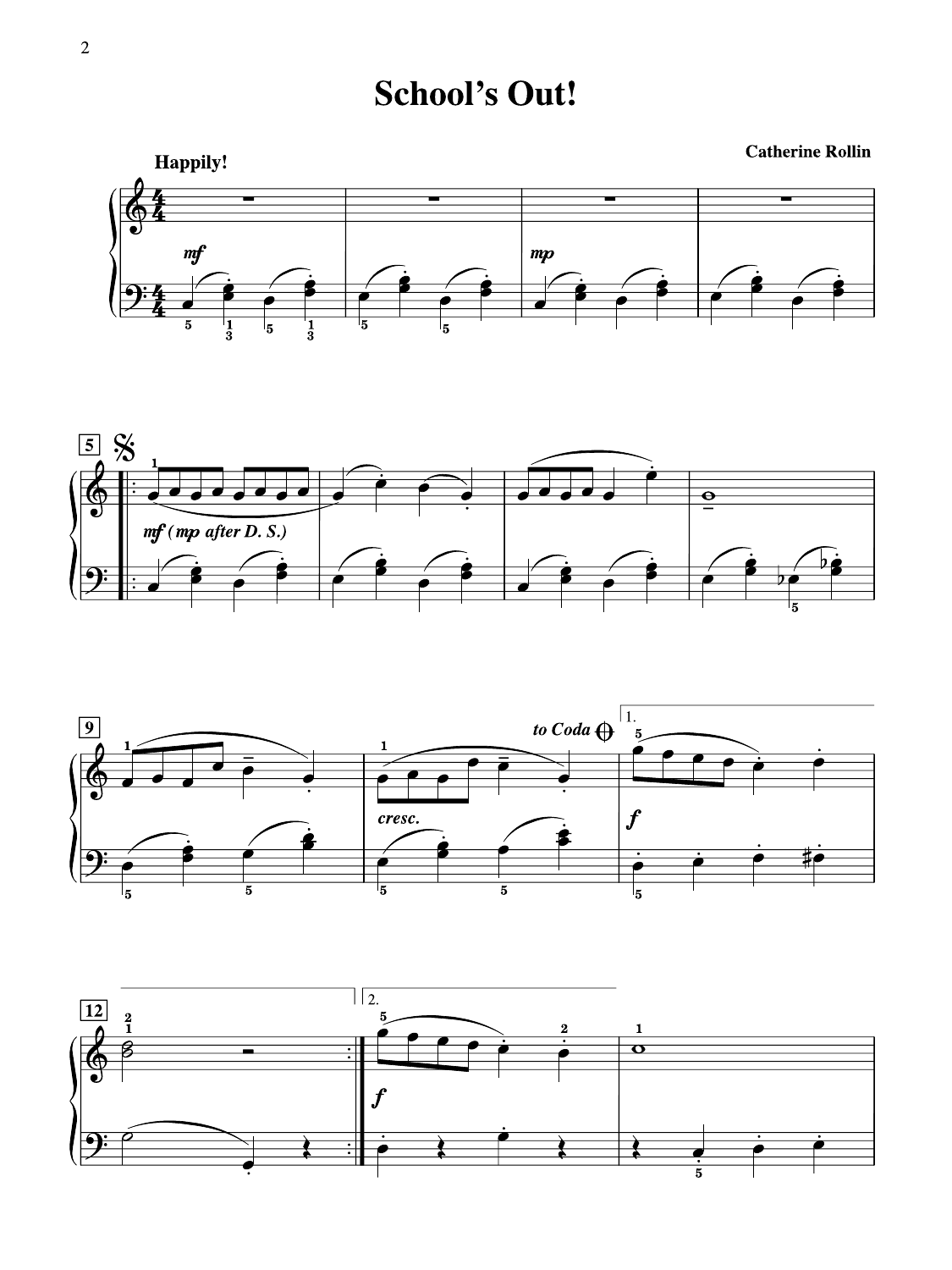# School's Out!

**Happily!**

**Catherine Rollin**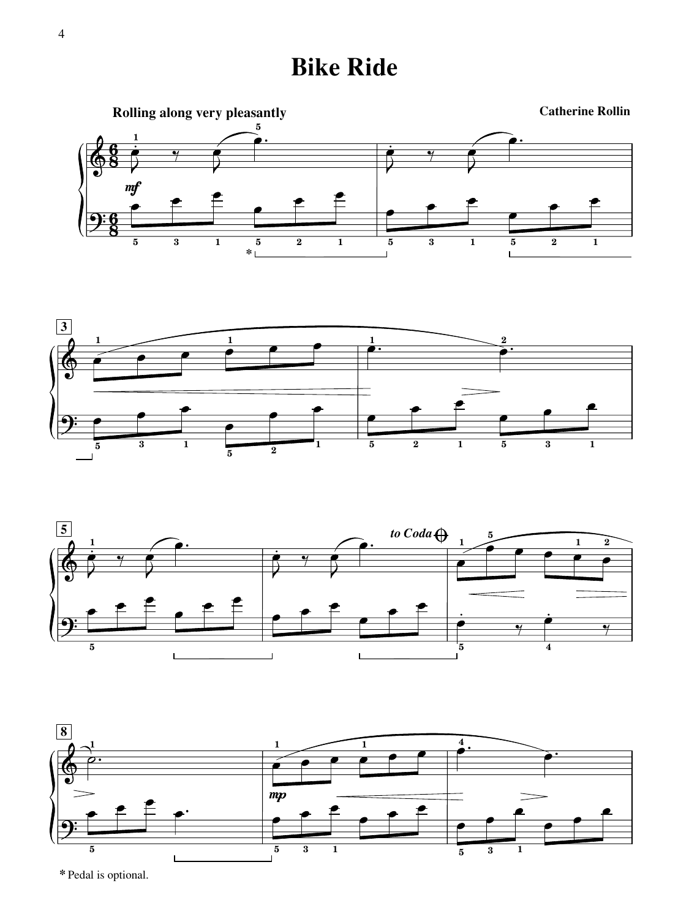# Bike Ride

**Rolling along very pleasantly**

**Catherine Rollin**

* Pedal is optional.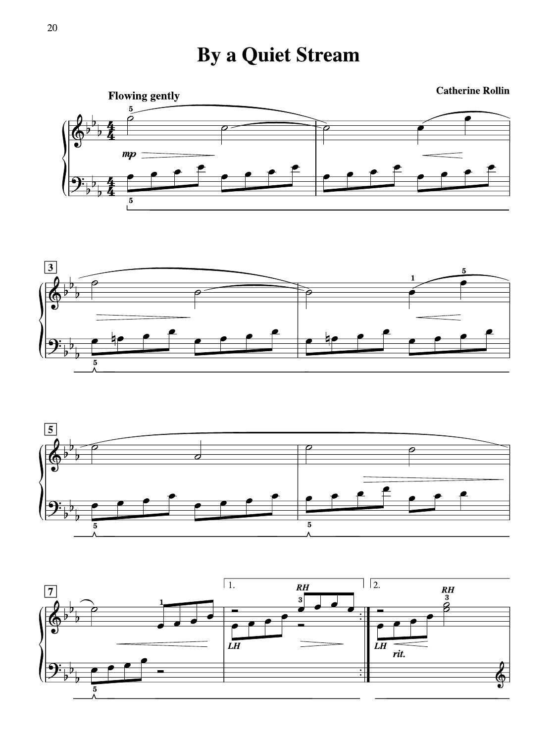# By a Quiet Stream

Flowing gently

Catherine Rollin